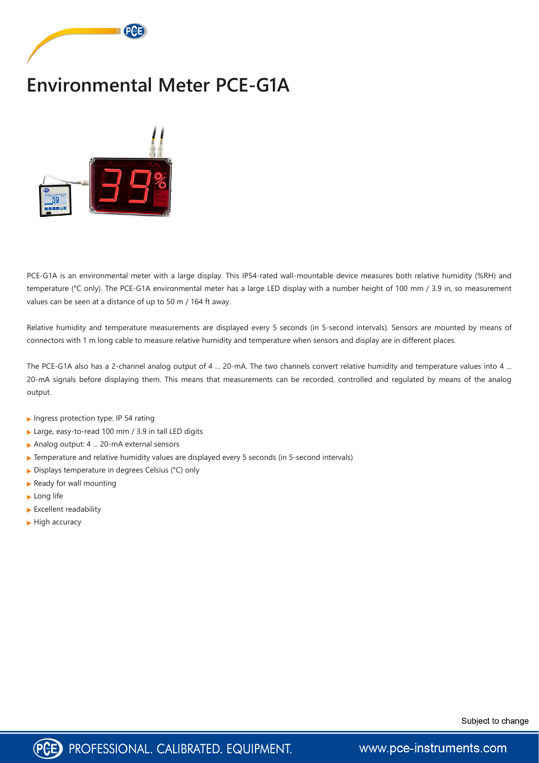# Environmental Meter PCE-G1A

PCE-G1A is an environmental meter with a large display. This IP54-rated wall-mountable device measures both relative humidity (%RH) and temperature (°C only). The PCE-G1A environmental meter has a large LED display with a number height of 100 mm / 3.9 in, so measurement values can be seen at a distance of up to 50 m / 164 ft away.

Relative humidity and temperature measurements are displayed every 5 seconds (in 5-second intervals). Sensors are mounted by means of connectors with 1 m long cable to measure relative humidity and temperature when sensors and display are in different places.

The PCE-G1A also has a 2-channel analog output of 4 ... 20-mA. The two channels convert relative humidity and temperature values into 4 ... 20-mA signals before displaying them. This means that measurements can be recorded, controlled and regulated by means of the analog output.

- Ingress protection type: IP 54 rating
- Large, easy-to-read 100 mm / 3.9 in tall LED digits
- Analog output: 4 ... 20-mA external sensors
- Temperature and relative humidity values are displayed every 5 seconds (in 5-second intervals)
- Displays temperature in degrees Celsius (°C) only
- Ready for wall mounting
- Long life
- Excellent readability
- High accuracy

Subject to change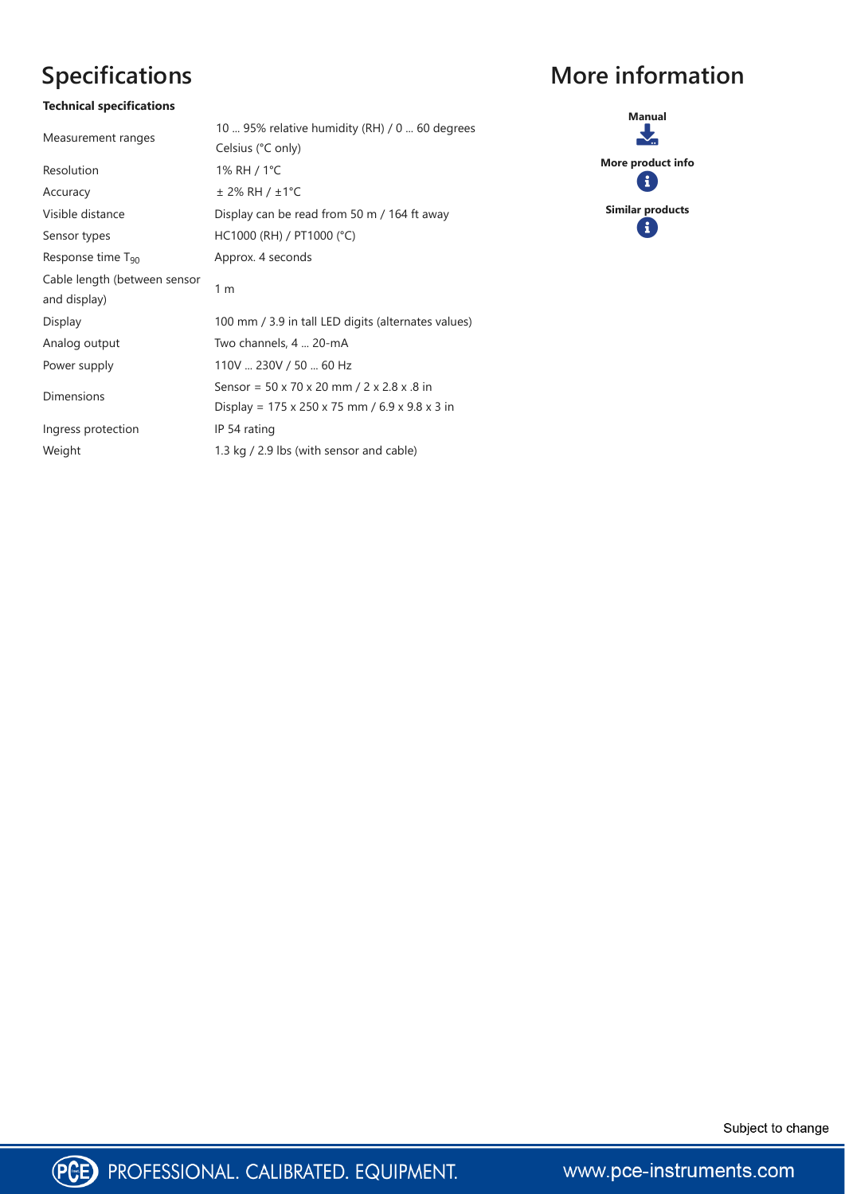## Specifications

**Technical specifications**

| | |
|---|---|
| Measurement ranges | 10 ... 95% relative humidity (RH) / 0 ... 60 degrees Celsius (°C only) |
| Resolution | 1% RH / 1°C |
| Accuracy | ± 2% RH / ±1°C |
| Visible distance | Display can be read from 50 m / 164 ft away |
| Sensor types | HC1000 (RH) / PT1000 (°C) |
| Response time $T_{90}$ | Approx. 4 seconds |
| Cable length (between sensor and display) | 1 m |
| Display | 100 mm / 3.9 in tall LED digits (alternates values) |
| Analog output | Two channels, 4 ... 20-mA |
| Power supply | 110V ... 230V / 50 ... 60 Hz |
| Dimensions | Sensor = 50 x 70 x 20 mm / 2 x 2.8 x .8 in<br>Display = 175 x 250 x 75 mm / 6.9 x 9.8 x 3 in |
| Ingress protection | IP 54 rating |
| Weight | 1.3 kg / 2.9 lbs (with sensor and cable) |

## More information

**Manual**

**More product info**

**Similar products**

Subject to change

PROFESSIONAL. CALIBRATED. EQUIPMENT.

www.pce-instruments.com